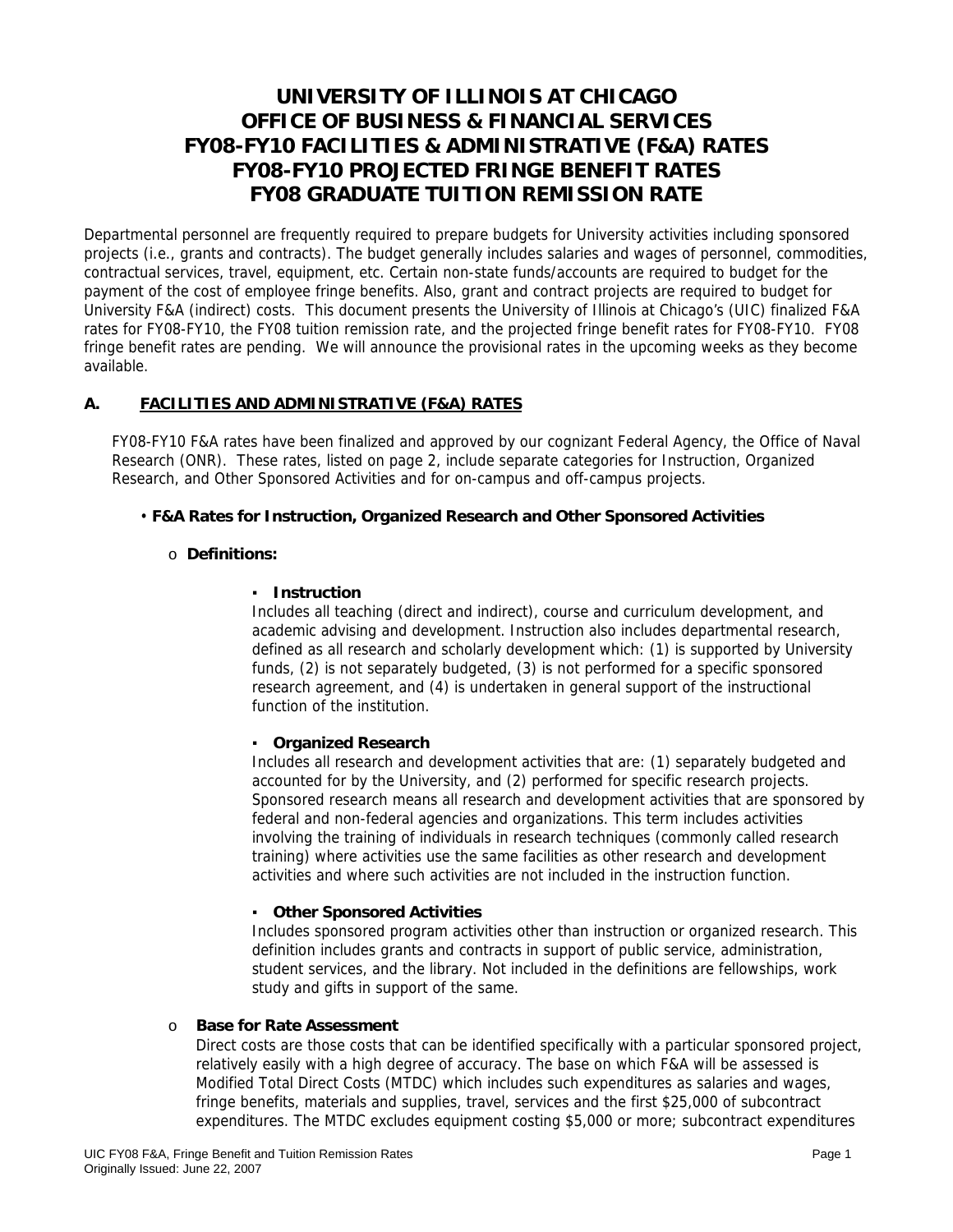# UNIVERSITY OF ILLINOIS AT CHICAGO
# OFFICE OF BUSINESS & FINANCIAL SERVICES
# FY08-FY10 FACILITIES & ADMINISTRATIVE (F&A) RATES
# FY08-FY10 PROJECTED FRINGE BENEFIT RATES
# FY08 GRADUATE TUITION REMISSION RATE

Departmental personnel are frequently required to prepare budgets for University activities including sponsored projects (i.e., grants and contracts). The budget generally includes salaries and wages of personnel, commodities, contractual services, travel, equipment, etc. Certain non-state funds/accounts are required to budget for the payment of the cost of employee fringe benefits. Also, grant and contract projects are required to budget for University F&A (indirect) costs. This document presents the University of Illinois at Chicago's (UIC) finalized F&A rates for FY08-FY10, the FY08 tuition remission rate, and the projected fringe benefit rates for FY08-FY10. FY08 fringe benefit rates are pending. We will announce the provisional rates in the upcoming weeks as they become available.

## A. FACILITIES AND ADMINISTRATIVE (F&A) RATES

FY08-FY10 F&A rates have been finalized and approved by our cognizant Federal Agency, the Office of Naval Research (ONR). These rates, listed on page 2, include separate categories for Instruction, Organized Research, and Other Sponsored Activities and for on-campus and off-campus projects.

- **F&A Rates for Instruction, Organized Research and Other Sponsored Activities**
  - **Definitions:**
    - **Instruction**
      Includes all teaching (direct and indirect), course and curriculum development, and academic advising and development. Instruction also includes departmental research, defined as all research and scholarly development which: (1) is supported by University funds, (2) is not separately budgeted, (3) is not performed for a specific sponsored research agreement, and (4) is undertaken in general support of the instructional function of the institution.
    - **Organized Research**
      Includes all research and development activities that are: (1) separately budgeted and accounted for by the University, and (2) performed for specific research projects. Sponsored research means all research and development activities that are sponsored by federal and non-federal agencies and organizations. This term includes activities involving the training of individuals in research techniques (commonly called research training) where activities use the same facilities as other research and development activities and where such activities are not included in the instruction function.
    - **Other Sponsored Activities**
      Includes sponsored program activities other than instruction or organized research. This definition includes grants and contracts in support of public service, administration, student services, and the library. Not included in the definitions are fellowships, work study and gifts in support of the same.
  - **Base for Rate Assessment**
    Direct costs are those costs that can be identified specifically with a particular sponsored project, relatively easily with a high degree of accuracy. The base on which F&A will be assessed is Modified Total Direct Costs (MTDC) which includes such expenditures as salaries and wages, fringe benefits, materials and supplies, travel, services and the first $25,000 of subcontract expenditures. The MTDC excludes equipment costing $5,000 or more; subcontract expenditures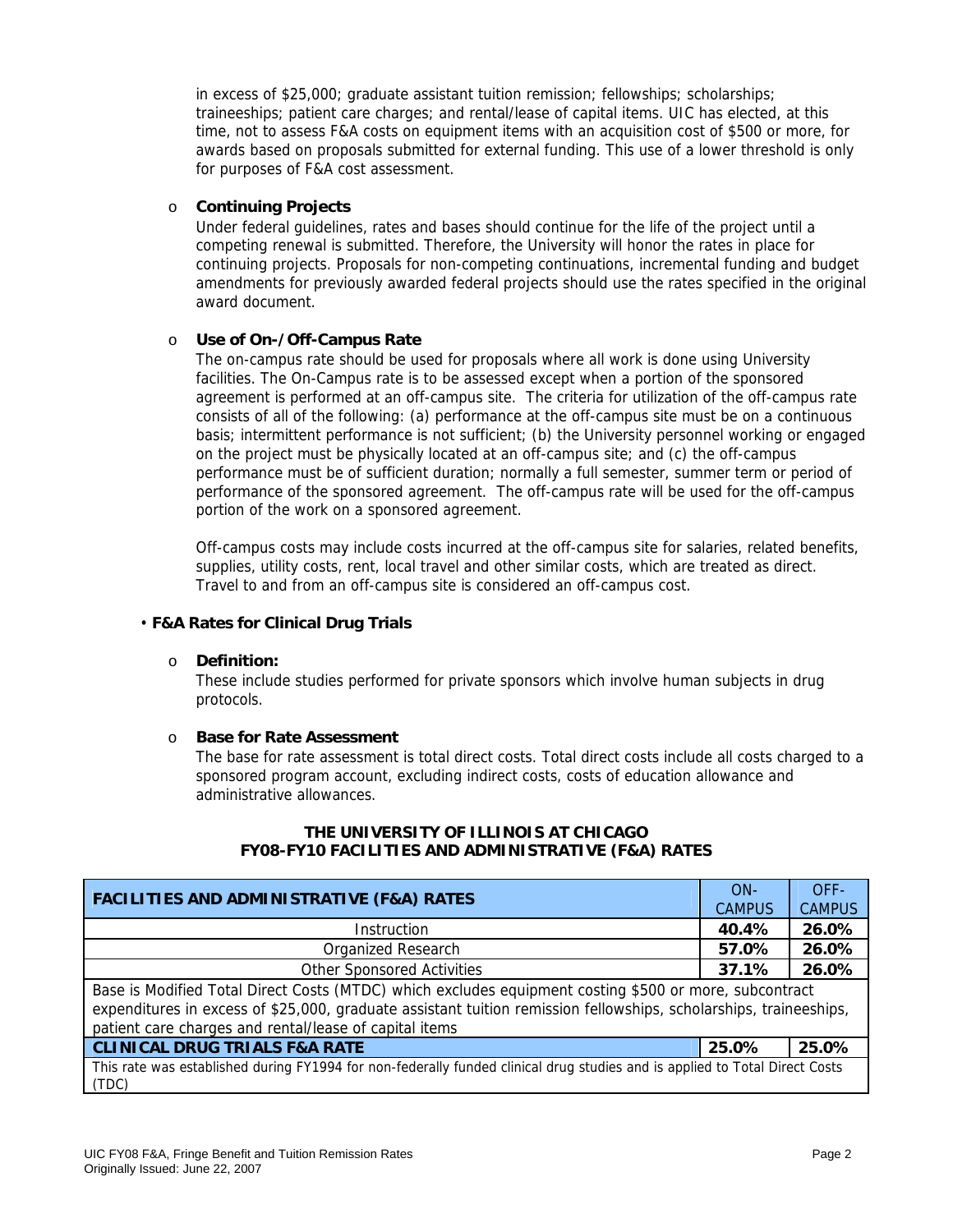in excess of $25,000; graduate assistant tuition remission; fellowships; scholarships; traineeships; patient care charges; and rental/lease of capital items. UIC has elected, at this time, not to assess F&A costs on equipment items with an acquisition cost of $500 or more, for awards based on proposals submitted for external funding. This use of a lower threshold is only for purposes of F&A cost assessment.

- **Continuing Projects**

  Under federal guidelines, rates and bases should continue for the life of the project until a competing renewal is submitted. Therefore, the University will honor the rates in place for continuing projects. Proposals for non-competing continuations, incremental funding and budget amendments for previously awarded federal projects should use the rates specified in the original award document.

- **Use of On-/Off-Campus Rate**

  The on-campus rate should be used for proposals where all work is done using University facilities. The On-Campus rate is to be assessed except when a portion of the sponsored agreement is performed at an off-campus site. The criteria for utilization of the off-campus rate consists of all of the following: (a) performance at the off-campus site must be on a continuous basis; intermittent performance is not sufficient; (b) the University personnel working or engaged on the project must be physically located at an off-campus site; and (c) the off-campus performance must be of sufficient duration; normally a full semester, summer term or period of performance of the sponsored agreement. The off-campus rate will be used for the off-campus portion of the work on a sponsored agreement.

  Off-campus costs may include costs incurred at the off-campus site for salaries, related benefits, supplies, utility costs, rent, local travel and other similar costs, which are treated as direct. Travel to and from an off-campus site is considered an off-campus cost.

• **F&A Rates for Clinical Drug Trials**

- **Definition:**

  These include studies performed for private sponsors which involve human subjects in drug protocols.

- **Base for Rate Assessment**

  The base for rate assessment is total direct costs. Total direct costs include all costs charged to a sponsored program account, excluding indirect costs, costs of education allowance and administrative allowances.

**THE UNIVERSITY OF ILLINOIS AT CHICAGO**
**FY08-FY10 FACILITIES AND ADMINISTRATIVE (F&A) RATES**

| FACILITIES AND ADMINISTRATIVE (F&A) RATES | ON-CAMPUS | OFF-CAMPUS |
|---|---|---|
| Instruction | **40.4%** | **26.0%** |
| Organized Research | **57.0%** | **26.0%** |
| Other Sponsored Activities | **37.1%** | **26.0%** |
| Base is Modified Total Direct Costs (MTDC) which excludes equipment costing $500 or more, subcontract expenditures in excess of $25,000, graduate assistant tuition remission fellowships, scholarships, traineeships, patient care charges and rental/lease of capital items | | |
| **CLINICAL DRUG TRIALS F&A RATE** | **25.0%** | **25.0%** |
| This rate was established during FY1994 for non-federally funded clinical drug studies and is applied to Total Direct Costs (TDC) | | |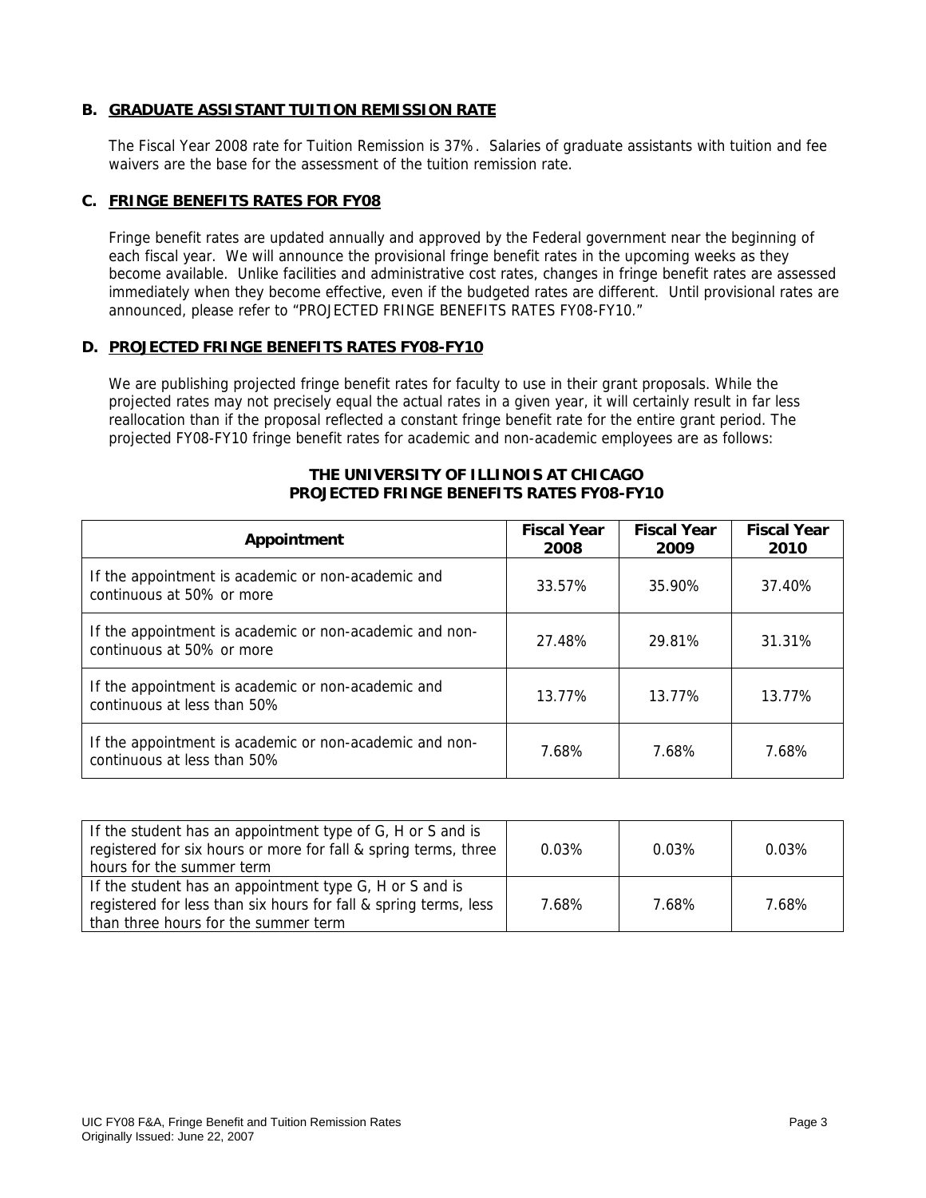## B. GRADUATE ASSISTANT TUITION REMISSION RATE

The Fiscal Year 2008 rate for Tuition Remission is 37%. Salaries of graduate assistants with tuition and fee waivers are the base for the assessment of the tuition remission rate.

## C. FRINGE BENEFITS RATES FOR FY08

Fringe benefit rates are updated annually and approved by the Federal government near the beginning of each fiscal year. We will announce the provisional fringe benefit rates in the upcoming weeks as they become available. Unlike facilities and administrative cost rates, changes in fringe benefit rates are assessed immediately when they become effective, even if the budgeted rates are different. Until provisional rates are announced, please refer to "PROJECTED FRINGE BENEFITS RATES FY08-FY10."

## D. PROJECTED FRINGE BENEFITS RATES FY08-FY10

We are publishing projected fringe benefit rates for faculty to use in their grant proposals. While the projected rates may not precisely equal the actual rates in a given year, it will certainly result in far less reallocation than if the proposal reflected a constant fringe benefit rate for the entire grant period. The projected FY08-FY10 fringe benefit rates for academic and non-academic employees are as follows:

**THE UNIVERSITY OF ILLINOIS AT CHICAGO**
**PROJECTED FRINGE BENEFITS RATES FY08-FY10**

| Appointment | Fiscal Year 2008 | Fiscal Year 2009 | Fiscal Year 2010 |
|---|---|---|---|
| If the appointment is academic or non-academic and continuous at 50% or more | 33.57% | 35.90% | 37.40% |
| If the appointment is academic or non-academic and non-continuous at 50% or more | 27.48% | 29.81% | 31.31% |
| If the appointment is academic or non-academic and continuous at less than 50% | 13.77% | 13.77% | 13.77% |
| If the appointment is academic or non-academic and non-continuous at less than 50% | 7.68% | 7.68% | 7.68% |

| | | | |
|---|---|---|---|
| If the student has an appointment type of G, H or S and is registered for six hours or more for fall & spring terms, three hours for the summer term | 0.03% | 0.03% | 0.03% |
| If the student has an appointment type G, H or S and is registered for less than six hours for fall & spring terms, less than three hours for the summer term | 7.68% | 7.68% | 7.68% |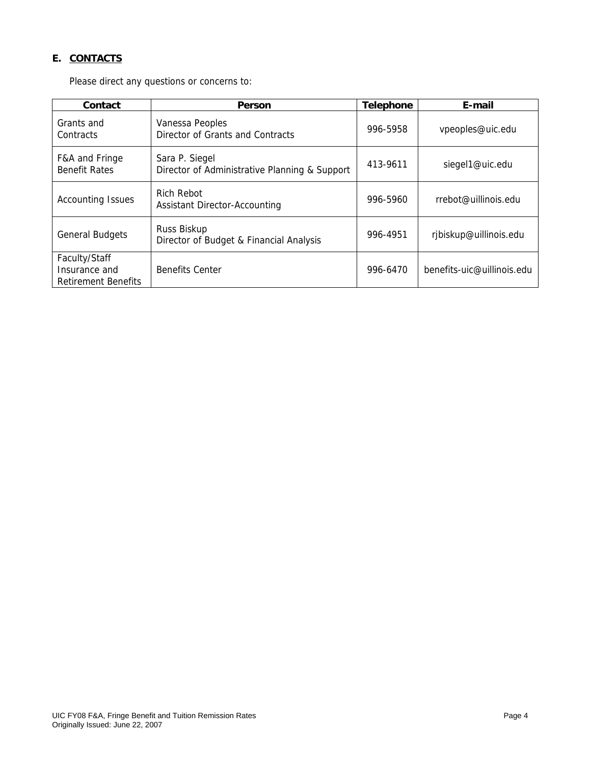## E. CONTACTS

Please direct any questions or concerns to:

| Contact | Person | Telephone | E-mail |
|---|---|---|---|
| Grants and Contracts | Vanessa Peoples<br>Director of Grants and Contracts | 996-5958 | vpeoples@uic.edu |
| F&A and Fringe Benefit Rates | Sara P. Siegel<br>Director of Administrative Planning & Support | 413-9611 | siegel1@uic.edu |
| Accounting Issues | Rich Rebot<br>Assistant Director-Accounting | 996-5960 | rrebot@uillinois.edu |
| General Budgets | Russ Biskup<br>Director of Budget & Financial Analysis | 996-4951 | rjbiskup@uillinois.edu |
| Faculty/Staff Insurance and Retirement Benefits | Benefits Center | 996-6470 | benefits-uic@uillinois.edu |